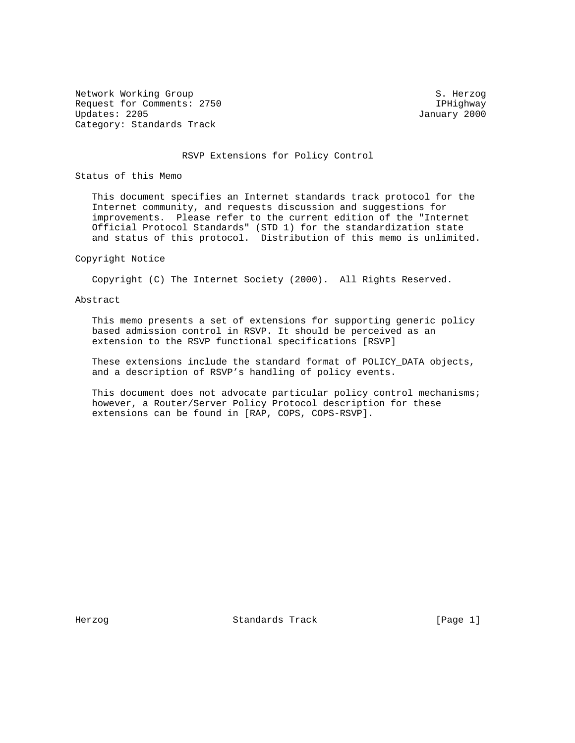Network Working Group S. Herzog
Request for Comments: 2750 IPHighway
Updates: 2205 January 2000
Category: Standards Track

# RSVP Extensions for Policy Control

## Status of this Memo

This document specifies an Internet standards track protocol for the Internet community, and requests discussion and suggestions for improvements. Please refer to the current edition of the "Internet Official Protocol Standards" (STD 1) for the standardization state and status of this protocol. Distribution of this memo is unlimited.

## Copyright Notice

Copyright (C) The Internet Society (2000). All Rights Reserved.

## Abstract

This memo presents a set of extensions for supporting generic policy based admission control in RSVP. It should be perceived as an extension to the RSVP functional specifications [RSVP]

These extensions include the standard format of POLICY_DATA objects, and a description of RSVP's handling of policy events.

This document does not advocate particular policy control mechanisms; however, a Router/Server Policy Protocol description for these extensions can be found in [RAP, COPS, COPS-RSVP].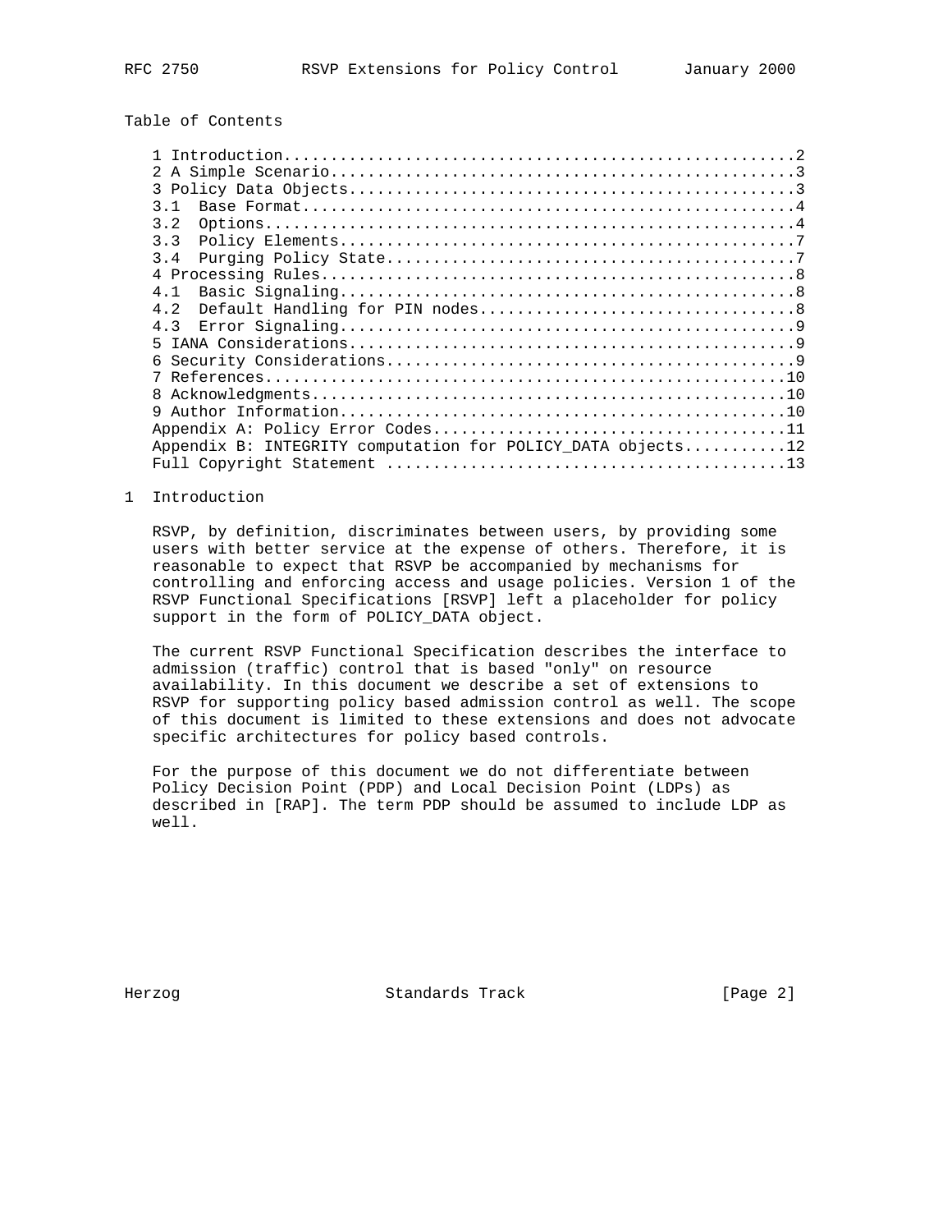## Table of Contents

```
   1 Introduction......................................................2
   2 A Simple Scenario.................................................3
   3 Policy Data Objects...............................................3
   3.1  Base Format....................................................4
   3.2  Options........................................................4
   3.3  Policy Elements................................................7
   3.4  Purging Policy State...........................................7
   4 Processing Rules..................................................8
   4.1  Basic Signaling................................................8
   4.2  Default Handling for PIN nodes.................................8
   4.3  Error Signaling................................................9
   5 IANA Considerations...............................................9
   6 Security Considerations...........................................9
   7 References.......................................................10
   8 Acknowledgments..................................................10
   9 Author Information...............................................10
   Appendix A: Policy Error Codes.....................................11
   Appendix B: INTEGRITY computation for POLICY_DATA objects..........12
   Full Copyright Statement ..........................................13
```

## 1 Introduction

RSVP, by definition, discriminates between users, by providing some users with better service at the expense of others. Therefore, it is reasonable to expect that RSVP be accompanied by mechanisms for controlling and enforcing access and usage policies. Version 1 of the RSVP Functional Specifications [RSVP] left a placeholder for policy support in the form of POLICY_DATA object.

The current RSVP Functional Specification describes the interface to admission (traffic) control that is based "only" on resource availability. In this document we describe a set of extensions to RSVP for supporting policy based admission control as well. The scope of this document is limited to these extensions and does not advocate specific architectures for policy based controls.

For the purpose of this document we do not differentiate between Policy Decision Point (PDP) and Local Decision Point (LDPs) as described in [RAP]. The term PDP should be assumed to include LDP as well.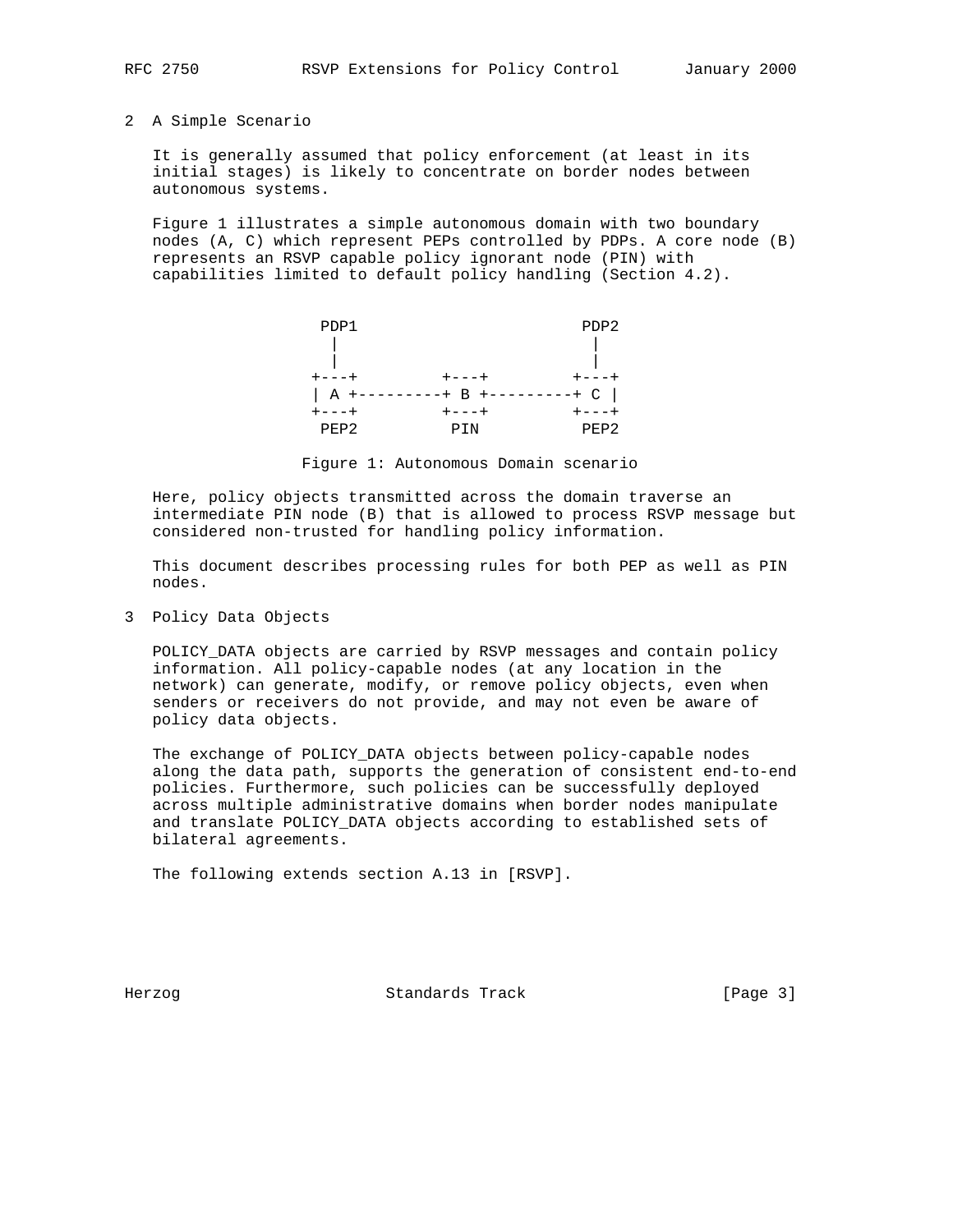## 2 A Simple Scenario

It is generally assumed that policy enforcement (at least in its initial stages) is likely to concentrate on border nodes between autonomous systems.

Figure 1 illustrates a simple autonomous domain with two boundary nodes (A, C) which represent PEPs controlled by PDPs. A core node (B) represents an RSVP capable policy ignorant node (PIN) with capabilities limited to default policy handling (Section 4.2).

```
 PDP1                       PDP2
  |                           |
  |                           |
+---+         +---+         +---+
| A +---------+ B +---------+ C |
+---+         +---+         +---+
 PEP2          PIN          PEP2
```

Figure 1: Autonomous Domain scenario

Here, policy objects transmitted across the domain traverse an intermediate PIN node (B) that is allowed to process RSVP message but considered non-trusted for handling policy information.

This document describes processing rules for both PEP as well as PIN nodes.

## 3 Policy Data Objects

POLICY_DATA objects are carried by RSVP messages and contain policy information. All policy-capable nodes (at any location in the network) can generate, modify, or remove policy objects, even when senders or receivers do not provide, and may not even be aware of policy data objects.

The exchange of POLICY_DATA objects between policy-capable nodes along the data path, supports the generation of consistent end-to-end policies. Furthermore, such policies can be successfully deployed across multiple administrative domains when border nodes manipulate and translate POLICY_DATA objects according to established sets of bilateral agreements.

The following extends section A.13 in [RSVP].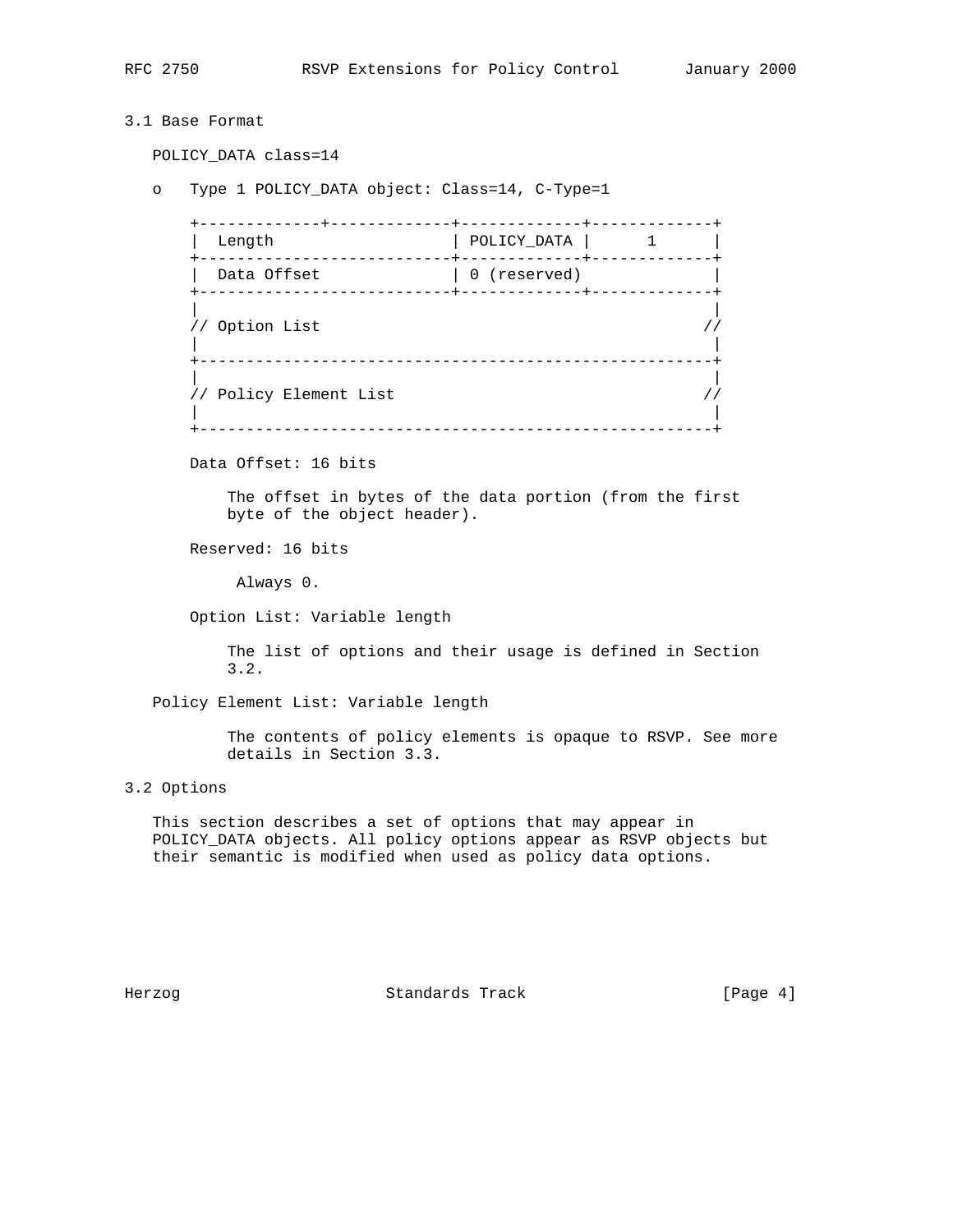## 3.1 Base Format

POLICY_DATA class=14

o   Type 1 POLICY_DATA object: Class=14, C-Type=1

```
+-------------+-------------+-------------+-------------+
|  Length                   | POLICY_DATA |      1      |
+---------------------------+-------------+-------------+
|  Data Offset              | 0 (reserved)              |
+---------------------------+-------------+-------------+
|                                                       |
// Option List                                         //
|                                                       |
+-------------------------------------------------------+
|                                                       |
// Policy Element List                                 //
|                                                       |
+-------------------------------------------------------+
```

Data Offset: 16 bits

The offset in bytes of the data portion (from the first byte of the object header).

Reserved: 16 bits

Always 0.

Option List: Variable length

The list of options and their usage is defined in Section 3.2.

Policy Element List: Variable length

The contents of policy elements is opaque to RSVP. See more details in Section 3.3.

## 3.2 Options

This section describes a set of options that may appear in POLICY_DATA objects. All policy options appear as RSVP objects but their semantic is modified when used as policy data options.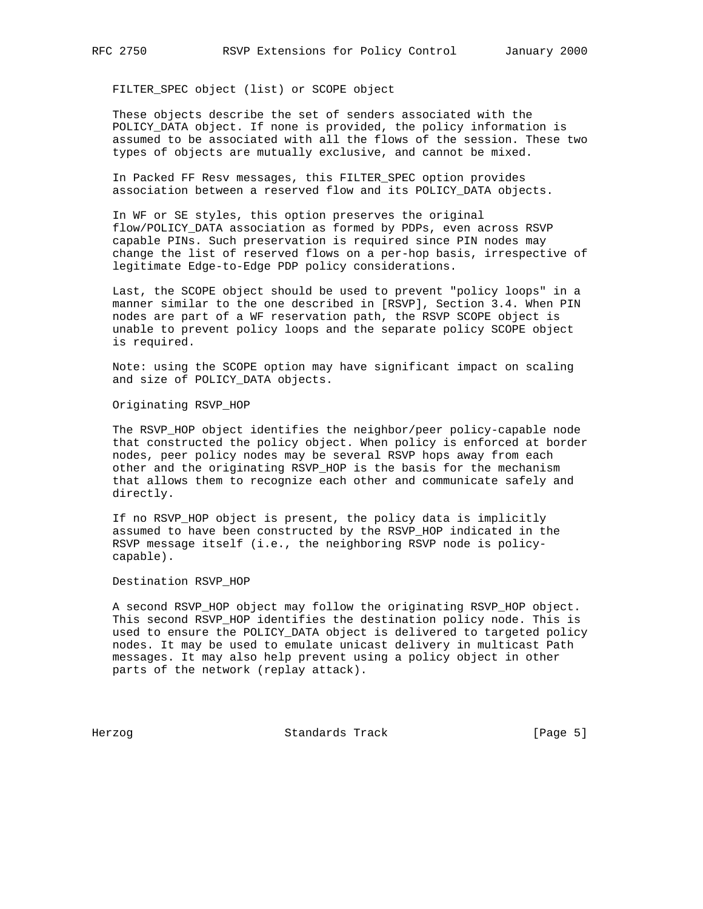FILTER_SPEC object (list) or SCOPE object

These objects describe the set of senders associated with the POLICY_DATA object. If none is provided, the policy information is assumed to be associated with all the flows of the session. These two types of objects are mutually exclusive, and cannot be mixed.

In Packed FF Resv messages, this FILTER_SPEC option provides association between a reserved flow and its POLICY_DATA objects.

In WF or SE styles, this option preserves the original flow/POLICY_DATA association as formed by PDPs, even across RSVP capable PINs. Such preservation is required since PIN nodes may change the list of reserved flows on a per-hop basis, irrespective of legitimate Edge-to-Edge PDP policy considerations.

Last, the SCOPE object should be used to prevent "policy loops" in a manner similar to the one described in [RSVP], Section 3.4. When PIN nodes are part of a WF reservation path, the RSVP SCOPE object is unable to prevent policy loops and the separate policy SCOPE object is required.

Note: using the SCOPE option may have significant impact on scaling and size of POLICY_DATA objects.

Originating RSVP_HOP

The RSVP_HOP object identifies the neighbor/peer policy-capable node that constructed the policy object. When policy is enforced at border nodes, peer policy nodes may be several RSVP hops away from each other and the originating RSVP_HOP is the basis for the mechanism that allows them to recognize each other and communicate safely and directly.

If no RSVP_HOP object is present, the policy data is implicitly assumed to have been constructed by the RSVP_HOP indicated in the RSVP message itself (i.e., the neighboring RSVP node is policy-capable).

Destination RSVP_HOP

A second RSVP_HOP object may follow the originating RSVP_HOP object. This second RSVP_HOP identifies the destination policy node. This is used to ensure the POLICY_DATA object is delivered to targeted policy nodes. It may be used to emulate unicast delivery in multicast Path messages. It may also help prevent using a policy object in other parts of the network (replay attack).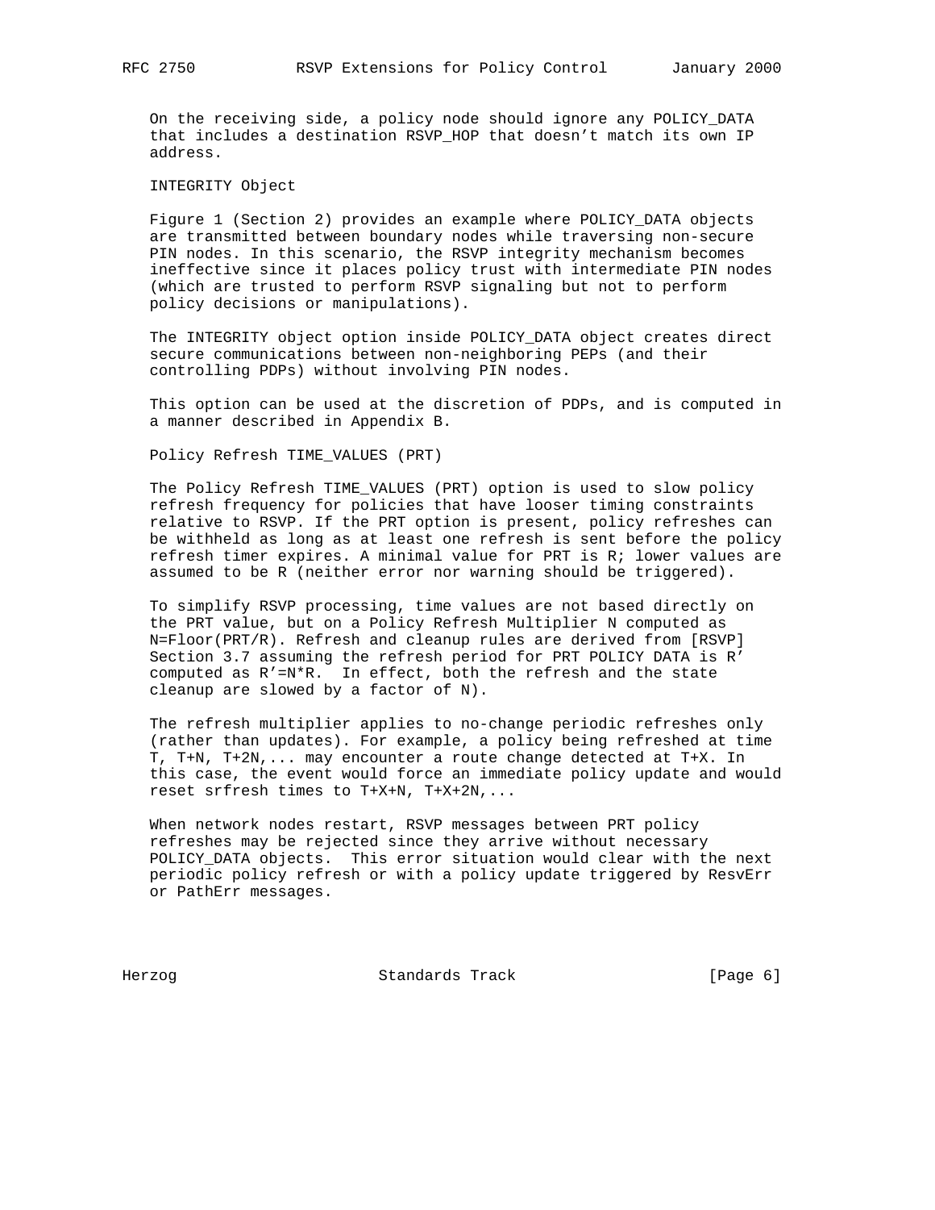On the receiving side, a policy node should ignore any POLICY_DATA that includes a destination RSVP_HOP that doesn't match its own IP address.

INTEGRITY Object

Figure 1 (Section 2) provides an example where POLICY_DATA objects are transmitted between boundary nodes while traversing non-secure PIN nodes. In this scenario, the RSVP integrity mechanism becomes ineffective since it places policy trust with intermediate PIN nodes (which are trusted to perform RSVP signaling but not to perform policy decisions or manipulations).

The INTEGRITY object option inside POLICY_DATA object creates direct secure communications between non-neighboring PEPs (and their controlling PDPs) without involving PIN nodes.

This option can be used at the discretion of PDPs, and is computed in a manner described in Appendix B.

Policy Refresh TIME_VALUES (PRT)

The Policy Refresh TIME_VALUES (PRT) option is used to slow policy refresh frequency for policies that have looser timing constraints relative to RSVP. If the PRT option is present, policy refreshes can be withheld as long as at least one refresh is sent before the policy refresh timer expires. A minimal value for PRT is R; lower values are assumed to be R (neither error nor warning should be triggered).

To simplify RSVP processing, time values are not based directly on the PRT value, but on a Policy Refresh Multiplier N computed as N=Floor(PRT/R). Refresh and cleanup rules are derived from [RSVP] Section 3.7 assuming the refresh period for PRT POLICY DATA is R' computed as R'=N*R. In effect, both the refresh and the state cleanup are slowed by a factor of N).

The refresh multiplier applies to no-change periodic refreshes only (rather than updates). For example, a policy being refreshed at time T, T+N, T+2N,... may encounter a route change detected at T+X. In this case, the event would force an immediate policy update and would reset srfresh times to T+X+N, T+X+2N,...

When network nodes restart, RSVP messages between PRT policy refreshes may be rejected since they arrive without necessary POLICY_DATA objects. This error situation would clear with the next periodic policy refresh or with a policy update triggered by ResvErr or PathErr messages.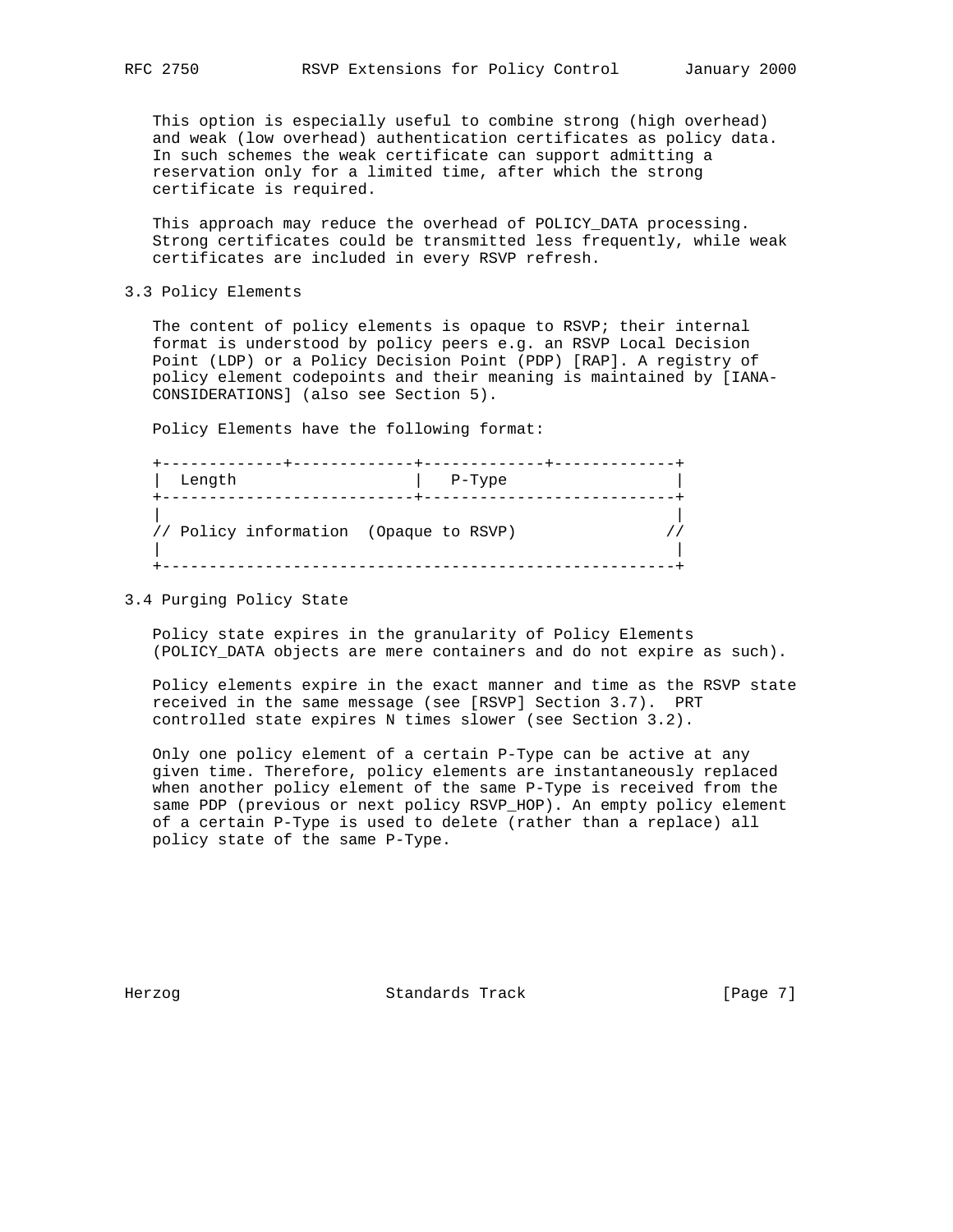This option is especially useful to combine strong (high overhead) and weak (low overhead) authentication certificates as policy data. In such schemes the weak certificate can support admitting a reservation only for a limited time, after which the strong certificate is required.

This approach may reduce the overhead of POLICY_DATA processing. Strong certificates could be transmitted less frequently, while weak certificates are included in every RSVP refresh.

### 3.3 Policy Elements

The content of policy elements is opaque to RSVP; their internal format is understood by policy peers e.g. an RSVP Local Decision Point (LDP) or a Policy Decision Point (PDP) [RAP]. A registry of policy element codepoints and their meaning is maintained by [IANA-CONSIDERATIONS] (also see Section 5).

Policy Elements have the following format:

```
+-------------+-------------+-------------+-------------+
|  Length                   |   P-Type                  |
+---------------------------+---------------------------+
|                                                       |
// Policy information  (Opaque to RSVP)                //
|                                                       |
+-------------------------------------------------------+
```

### 3.4 Purging Policy State

Policy state expires in the granularity of Policy Elements (POLICY_DATA objects are mere containers and do not expire as such).

Policy elements expire in the exact manner and time as the RSVP state received in the same message (see [RSVP] Section 3.7). PRT controlled state expires N times slower (see Section 3.2).

Only one policy element of a certain P-Type can be active at any given time. Therefore, policy elements are instantaneously replaced when another policy element of the same P-Type is received from the same PDP (previous or next policy RSVP_HOP). An empty policy element of a certain P-Type is used to delete (rather than a replace) all policy state of the same P-Type.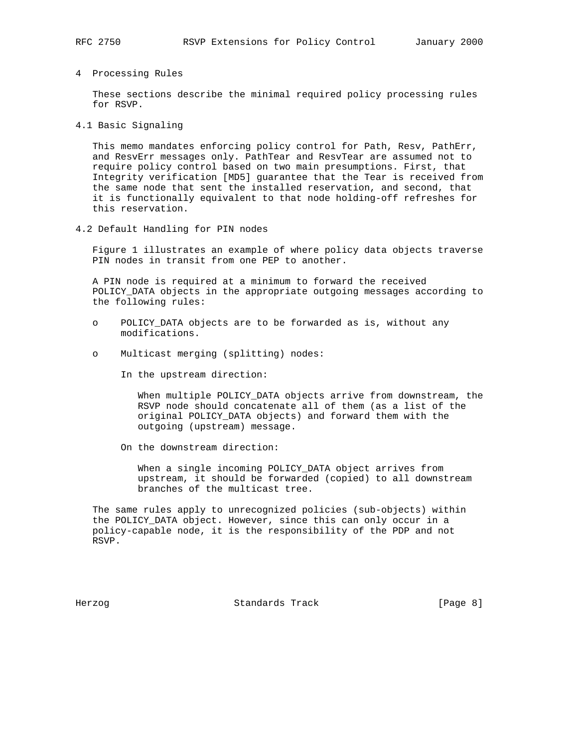# 4 Processing Rules

These sections describe the minimal required policy processing rules for RSVP.

## 4.1 Basic Signaling

This memo mandates enforcing policy control for Path, Resv, PathErr, and ResvErr messages only. PathTear and ResvTear are assumed not to require policy control based on two main presumptions. First, that Integrity verification [MD5] guarantee that the Tear is received from the same node that sent the installed reservation, and second, that it is functionally equivalent to that node holding-off refreshes for this reservation.

## 4.2 Default Handling for PIN nodes

Figure 1 illustrates an example of where policy data objects traverse PIN nodes in transit from one PEP to another.

A PIN node is required at a minimum to forward the received POLICY_DATA objects in the appropriate outgoing messages according to the following rules:

- POLICY_DATA objects are to be forwarded as is, without any modifications.
- Multicast merging (splitting) nodes:

  In the upstream direction:

  When multiple POLICY_DATA objects arrive from downstream, the RSVP node should concatenate all of them (as a list of the original POLICY_DATA objects) and forward them with the outgoing (upstream) message.

  On the downstream direction:

  When a single incoming POLICY_DATA object arrives from upstream, it should be forwarded (copied) to all downstream branches of the multicast tree.

The same rules apply to unrecognized policies (sub-objects) within the POLICY_DATA object. However, since this can only occur in a policy-capable node, it is the responsibility of the PDP and not RSVP.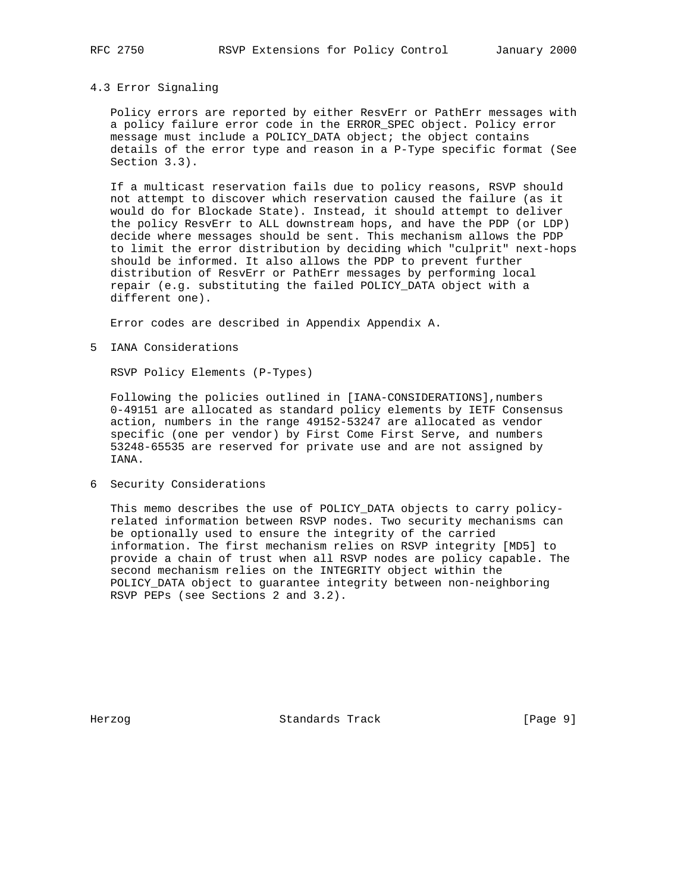### 4.3 Error Signaling

Policy errors are reported by either ResvErr or PathErr messages with a policy failure error code in the ERROR_SPEC object. Policy error message must include a POLICY_DATA object; the object contains details of the error type and reason in a P-Type specific format (See Section 3.3).

If a multicast reservation fails due to policy reasons, RSVP should not attempt to discover which reservation caused the failure (as it would do for Blockade State). Instead, it should attempt to deliver the policy ResvErr to ALL downstream hops, and have the PDP (or LDP) decide where messages should be sent. This mechanism allows the PDP to limit the error distribution by deciding which "culprit" next-hops should be informed. It also allows the PDP to prevent further distribution of ResvErr or PathErr messages by performing local repair (e.g. substituting the failed POLICY_DATA object with a different one).

Error codes are described in Appendix Appendix A.

## 5 IANA Considerations

RSVP Policy Elements (P-Types)

Following the policies outlined in [IANA-CONSIDERATIONS],numbers 0-49151 are allocated as standard policy elements by IETF Consensus action, numbers in the range 49152-53247 are allocated as vendor specific (one per vendor) by First Come First Serve, and numbers 53248-65535 are reserved for private use and are not assigned by IANA.

## 6 Security Considerations

This memo describes the use of POLICY_DATA objects to carry policy-related information between RSVP nodes. Two security mechanisms can be optionally used to ensure the integrity of the carried information. The first mechanism relies on RSVP integrity [MD5] to provide a chain of trust when all RSVP nodes are policy capable. The second mechanism relies on the INTEGRITY object within the POLICY_DATA object to guarantee integrity between non-neighboring RSVP PEPs (see Sections 2 and 3.2).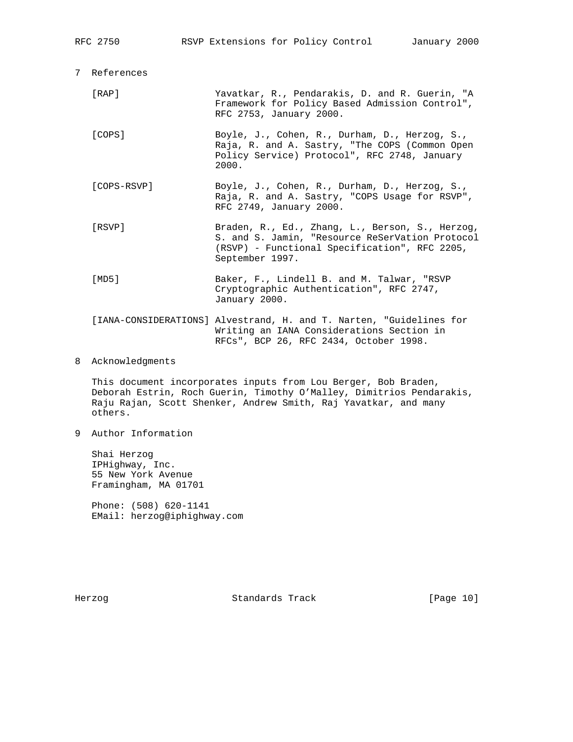## 7 References

[RAP] Yavatkar, R., Pendarakis, D. and R. Guerin, "A Framework for Policy Based Admission Control", RFC 2753, January 2000.

[COPS] Boyle, J., Cohen, R., Durham, D., Herzog, S., Raja, R. and A. Sastry, "The COPS (Common Open Policy Service) Protocol", RFC 2748, January 2000.

[COPS-RSVP] Boyle, J., Cohen, R., Durham, D., Herzog, S., Raja, R. and A. Sastry, "COPS Usage for RSVP", RFC 2749, January 2000.

[RSVP] Braden, R., Ed., Zhang, L., Berson, S., Herzog, S. and S. Jamin, "Resource ReSerVation Protocol (RSVP) - Functional Specification", RFC 2205, September 1997.

[MD5] Baker, F., Lindell B. and M. Talwar, "RSVP Cryptographic Authentication", RFC 2747, January 2000.

[IANA-CONSIDERATIONS] Alvestrand, H. and T. Narten, "Guidelines for Writing an IANA Considerations Section in RFCs", BCP 26, RFC 2434, October 1998.

## 8 Acknowledgments

This document incorporates inputs from Lou Berger, Bob Braden, Deborah Estrin, Roch Guerin, Timothy O'Malley, Dimitrios Pendarakis, Raju Rajan, Scott Shenker, Andrew Smith, Raj Yavatkar, and many others.

## 9 Author Information

Shai Herzog
IPHighway, Inc.
55 New York Avenue
Framingham, MA 01701

Phone: (508) 620-1141
EMail: herzog@iphighway.com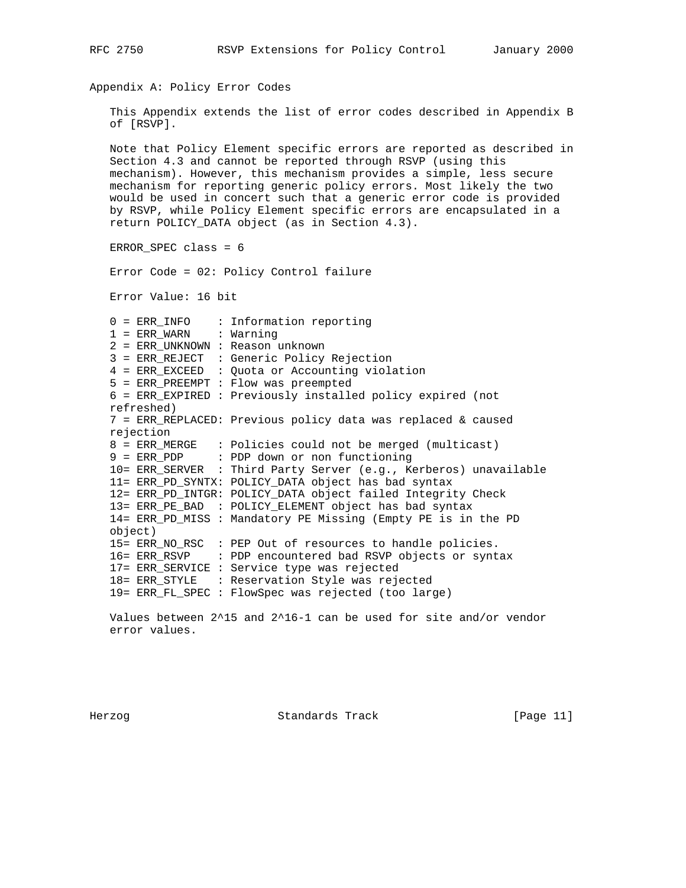# Appendix A: Policy Error Codes

This Appendix extends the list of error codes described in Appendix B of [RSVP].

Note that Policy Element specific errors are reported as described in Section 4.3 and cannot be reported through RSVP (using this mechanism). However, this mechanism provides a simple, less secure mechanism for reporting generic policy errors. Most likely the two would be used in concert such that a generic error code is provided by RSVP, while Policy Element specific errors are encapsulated in a return POLICY_DATA object (as in Section 4.3).

ERROR_SPEC class = 6

Error Code = 02: Policy Control failure

Error Value: 16 bit

```
0 = ERR_INFO    : Information reporting
1 = ERR_WARN    : Warning
2 = ERR_UNKNOWN : Reason unknown
3 = ERR_REJECT  : Generic Policy Rejection
4 = ERR_EXCEED  : Quota or Accounting violation
5 = ERR_PREEMPT : Flow was preempted
6 = ERR_EXPIRED : Previously installed policy expired (not
refreshed)
7 = ERR_REPLACED: Previous policy data was replaced & caused
rejection
8 = ERR_MERGE   : Policies could not be merged (multicast)
9 = ERR_PDP     : PDP down or non functioning
10= ERR_SERVER  : Third Party Server (e.g., Kerberos) unavailable
11= ERR_PD_SYNTX: POLICY_DATA object has bad syntax
12= ERR_PD_INTGR: POLICY_DATA object failed Integrity Check
13= ERR_PE_BAD  : POLICY_ELEMENT object has bad syntax
14= ERR_PD_MISS : Mandatory PE Missing (Empty PE is in the PD
object)
15= ERR_NO_RSC  : PEP Out of resources to handle policies.
16= ERR_RSVP    : PDP encountered bad RSVP objects or syntax
17= ERR_SERVICE : Service type was rejected
18= ERR_STYLE   : Reservation Style was rejected
19= ERR_FL_SPEC : FlowSpec was rejected (too large)
```

Values between 2^15 and 2^16-1 can be used for site and/or vendor error values.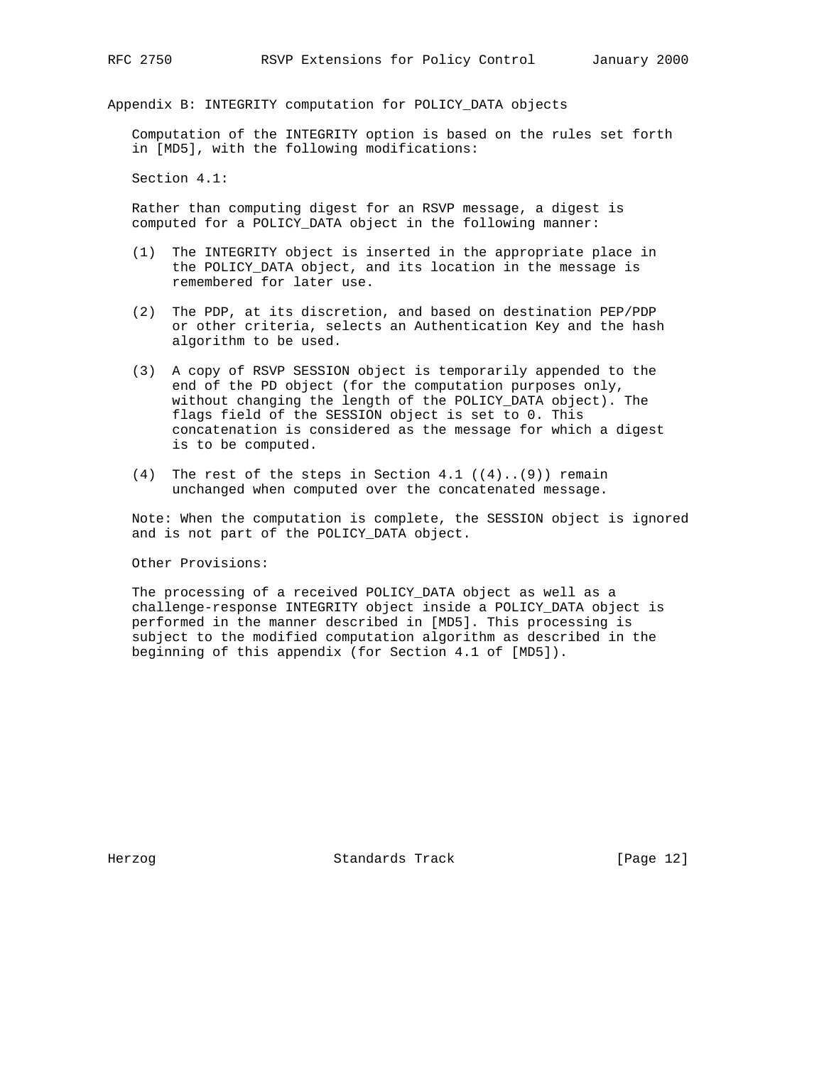## Appendix B: INTEGRITY computation for POLICY_DATA objects

Computation of the INTEGRITY option is based on the rules set forth in [MD5], with the following modifications:

Section 4.1:

Rather than computing digest for an RSVP message, a digest is computed for a POLICY_DATA object in the following manner:

(1) The INTEGRITY object is inserted in the appropriate place in the POLICY_DATA object, and its location in the message is remembered for later use.

(2) The PDP, at its discretion, and based on destination PEP/PDP or other criteria, selects an Authentication Key and the hash algorithm to be used.

(3) A copy of RSVP SESSION object is temporarily appended to the end of the PD object (for the computation purposes only, without changing the length of the POLICY_DATA object). The flags field of the SESSION object is set to 0. This concatenation is considered as the message for which a digest is to be computed.

(4) The rest of the steps in Section 4.1 ((4)..(9)) remain unchanged when computed over the concatenated message.

Note: When the computation is complete, the SESSION object is ignored and is not part of the POLICY_DATA object.

Other Provisions:

The processing of a received POLICY_DATA object as well as a challenge-response INTEGRITY object inside a POLICY_DATA object is performed in the manner described in [MD5]. This processing is subject to the modified computation algorithm as described in the beginning of this appendix (for Section 4.1 of [MD5]).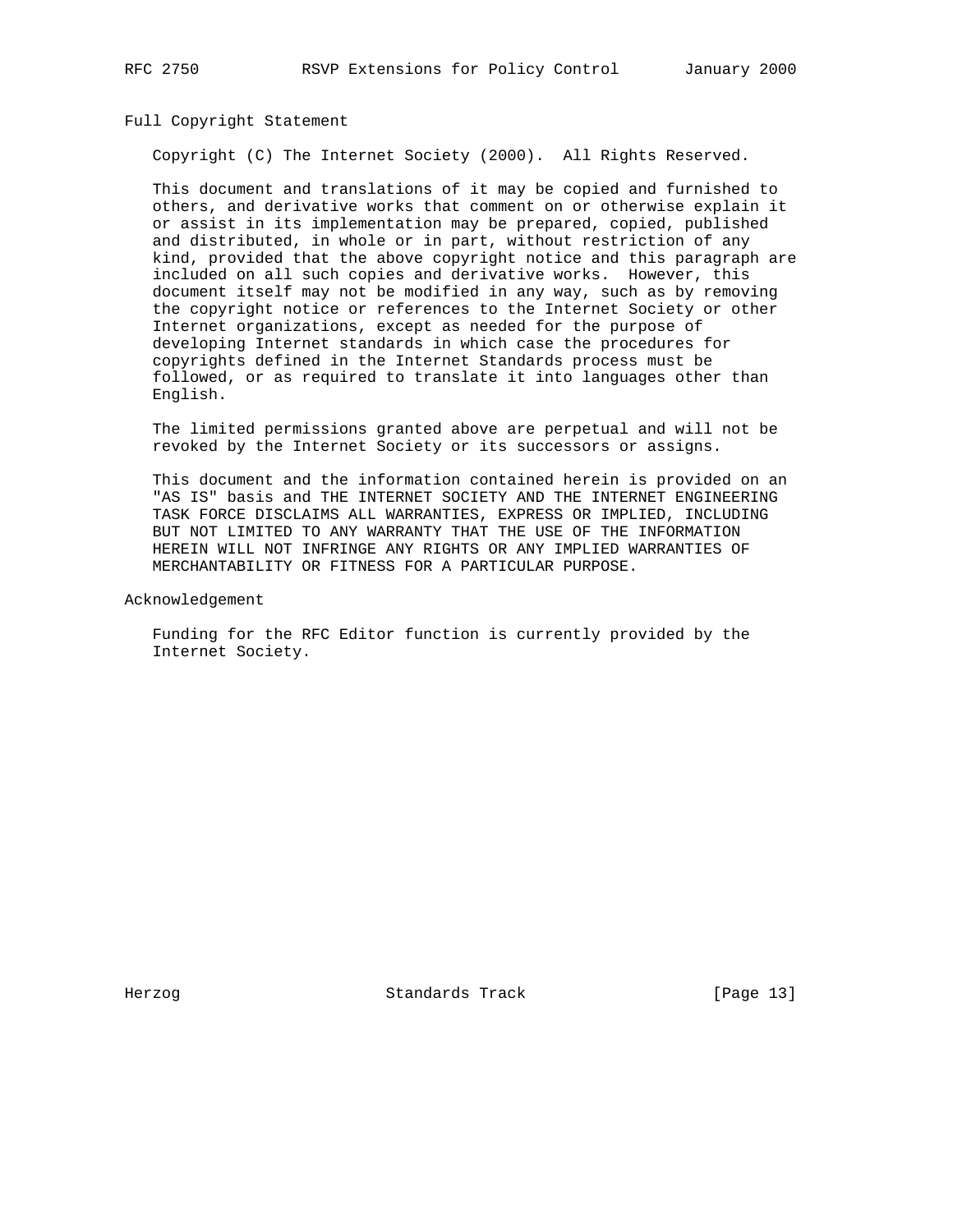## Full Copyright Statement

Copyright (C) The Internet Society (2000). All Rights Reserved.

This document and translations of it may be copied and furnished to others, and derivative works that comment on or otherwise explain it or assist in its implementation may be prepared, copied, published and distributed, in whole or in part, without restriction of any kind, provided that the above copyright notice and this paragraph are included on all such copies and derivative works. However, this document itself may not be modified in any way, such as by removing the copyright notice or references to the Internet Society or other Internet organizations, except as needed for the purpose of developing Internet standards in which case the procedures for copyrights defined in the Internet Standards process must be followed, or as required to translate it into languages other than English.

The limited permissions granted above are perpetual and will not be revoked by the Internet Society or its successors or assigns.

This document and the information contained herein is provided on an "AS IS" basis and THE INTERNET SOCIETY AND THE INTERNET ENGINEERING TASK FORCE DISCLAIMS ALL WARRANTIES, EXPRESS OR IMPLIED, INCLUDING BUT NOT LIMITED TO ANY WARRANTY THAT THE USE OF THE INFORMATION HEREIN WILL NOT INFRINGE ANY RIGHTS OR ANY IMPLIED WARRANTIES OF MERCHANTABILITY OR FITNESS FOR A PARTICULAR PURPOSE.

## Acknowledgement

Funding for the RFC Editor function is currently provided by the Internet Society.